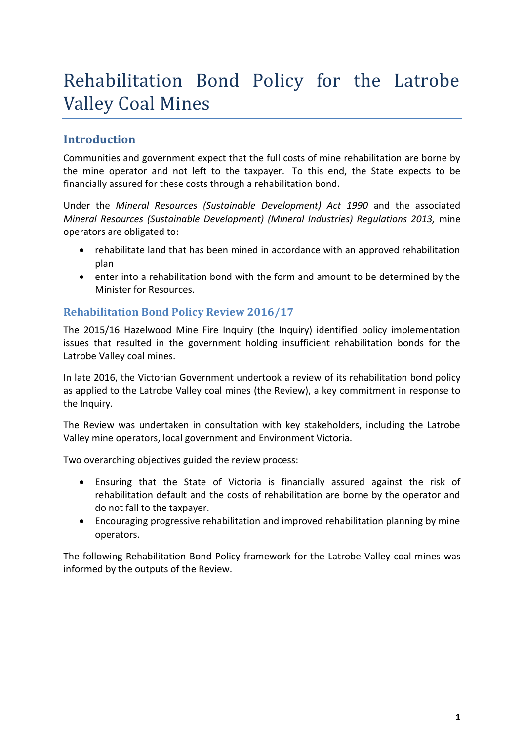# Rehabilitation Bond Policy for the Latrobe Valley Coal Mines

## Introduction

Communities and government expect that the full costs of mine rehabilitation are borne by the mine operator and not left to the taxpayer. To this end, the State expects to be financially assured for these costs through a rehabilitation bond.

Under the *Mineral Resources (Sustainable Development) Act 1990* and the associated *Mineral Resources (Sustainable Development) (Mineral Industries) Regulations 2013,* mine operators are obligated to:

- rehabilitate land that has been mined in accordance with an approved rehabilitation plan
- enter into a rehabilitation bond with the form and amount to be determined by the Minister for Resources.

### Rehabilitation Bond Policy Review 2016/17

The 2015/16 Hazelwood Mine Fire Inquiry (the Inquiry) identified policy implementation issues that resulted in the government holding insufficient rehabilitation bonds for the Latrobe Valley coal mines.

In late 2016, the Victorian Government undertook a review of its rehabilitation bond policy as applied to the Latrobe Valley coal mines (the Review), a key commitment in response to the Inquiry.

The Review was undertaken in consultation with key stakeholders, including the Latrobe Valley mine operators, local government and Environment Victoria.

Two overarching objectives guided the review process:

- Ensuring that the State of Victoria is financially assured against the risk of rehabilitation default and the costs of rehabilitation are borne by the operator and do not fall to the taxpayer.
- Encouraging progressive rehabilitation and improved rehabilitation planning by mine operators.

The following Rehabilitation Bond Policy framework for the Latrobe Valley coal mines was informed by the outputs of the Review.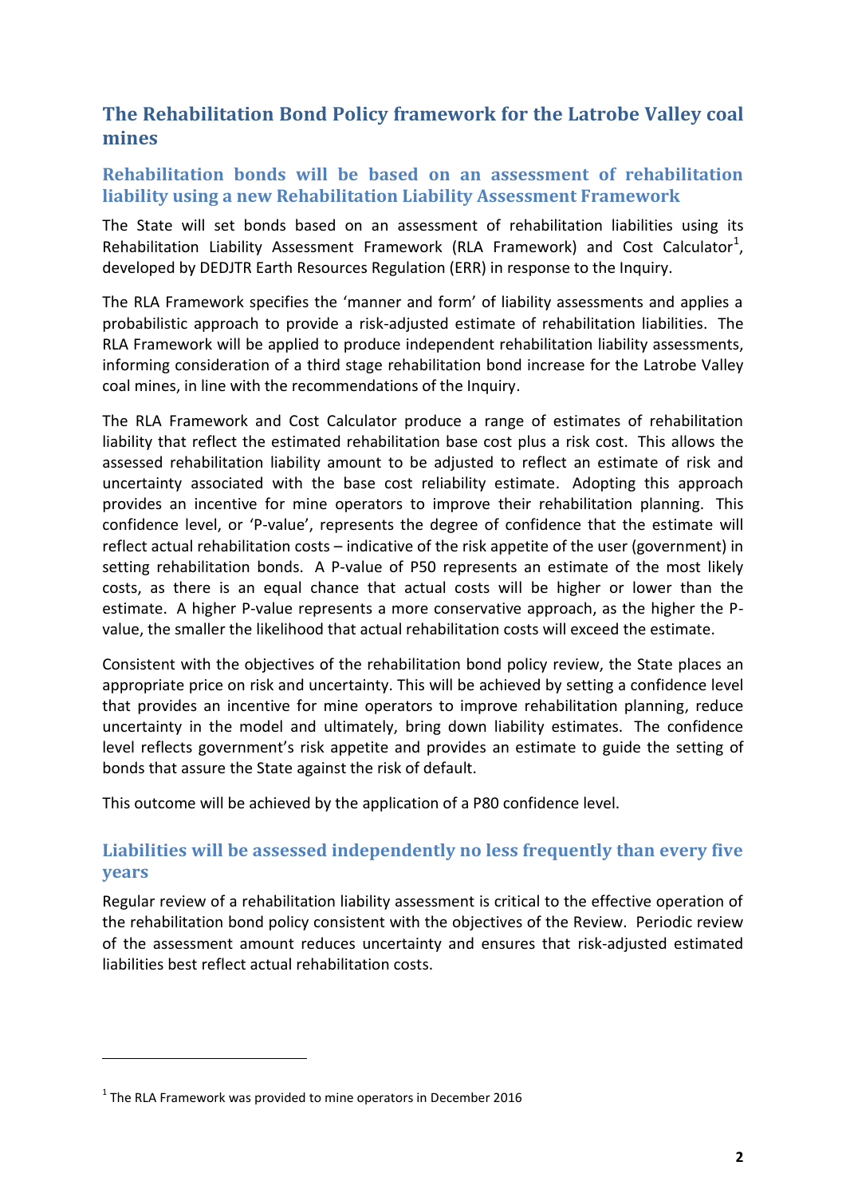## The Rehabilitation Bond Policy framework for the Latrobe Valley coal mines

### Rehabilitation bonds will be based on an assessment of rehabilitation liability using a new Rehabilitation Liability Assessment Framework

The State will set bonds based on an assessment of rehabilitation liabilities using its Rehabilitation Liability Assessment Framework (RLA Framework) and Cost Calculator[1], developed by DEDJTR Earth Resources Regulation (ERR) in response to the Inquiry.

The RLA Framework specifies the 'manner and form' of liability assessments and applies a probabilistic approach to provide a risk-adjusted estimate of rehabilitation liabilities. The RLA Framework will be applied to produce independent rehabilitation liability assessments, informing consideration of a third stage rehabilitation bond increase for the Latrobe Valley coal mines, in line with the recommendations of the Inquiry.

The RLA Framework and Cost Calculator produce a range of estimates of rehabilitation liability that reflect the estimated rehabilitation base cost plus a risk cost. This allows the assessed rehabilitation liability amount to be adjusted to reflect an estimate of risk and uncertainty associated with the base cost reliability estimate. Adopting this approach provides an incentive for mine operators to improve their rehabilitation planning. This confidence level, or 'P-value', represents the degree of confidence that the estimate will reflect actual rehabilitation costs – indicative of the risk appetite of the user (government) in setting rehabilitation bonds. A P-value of P50 represents an estimate of the most likely costs, as there is an equal chance that actual costs will be higher or lower than the estimate. A higher P-value represents a more conservative approach, as the higher the P-value, the smaller the likelihood that actual rehabilitation costs will exceed the estimate.

Consistent with the objectives of the rehabilitation bond policy review, the State places an appropriate price on risk and uncertainty. This will be achieved by setting a confidence level that provides an incentive for mine operators to improve rehabilitation planning, reduce uncertainty in the model and ultimately, bring down liability estimates. The confidence level reflects government's risk appetite and provides an estimate to guide the setting of bonds that assure the State against the risk of default.

This outcome will be achieved by the application of a P80 confidence level.

### Liabilities will be assessed independently no less frequently than every five years

Regular review of a rehabilitation liability assessment is critical to the effective operation of the rehabilitation bond policy consistent with the objectives of the Review. Periodic review of the assessment amount reduces uncertainty and ensures that risk-adjusted estimated liabilities best reflect actual rehabilitation costs.

[1] The RLA Framework was provided to mine operators in December 2016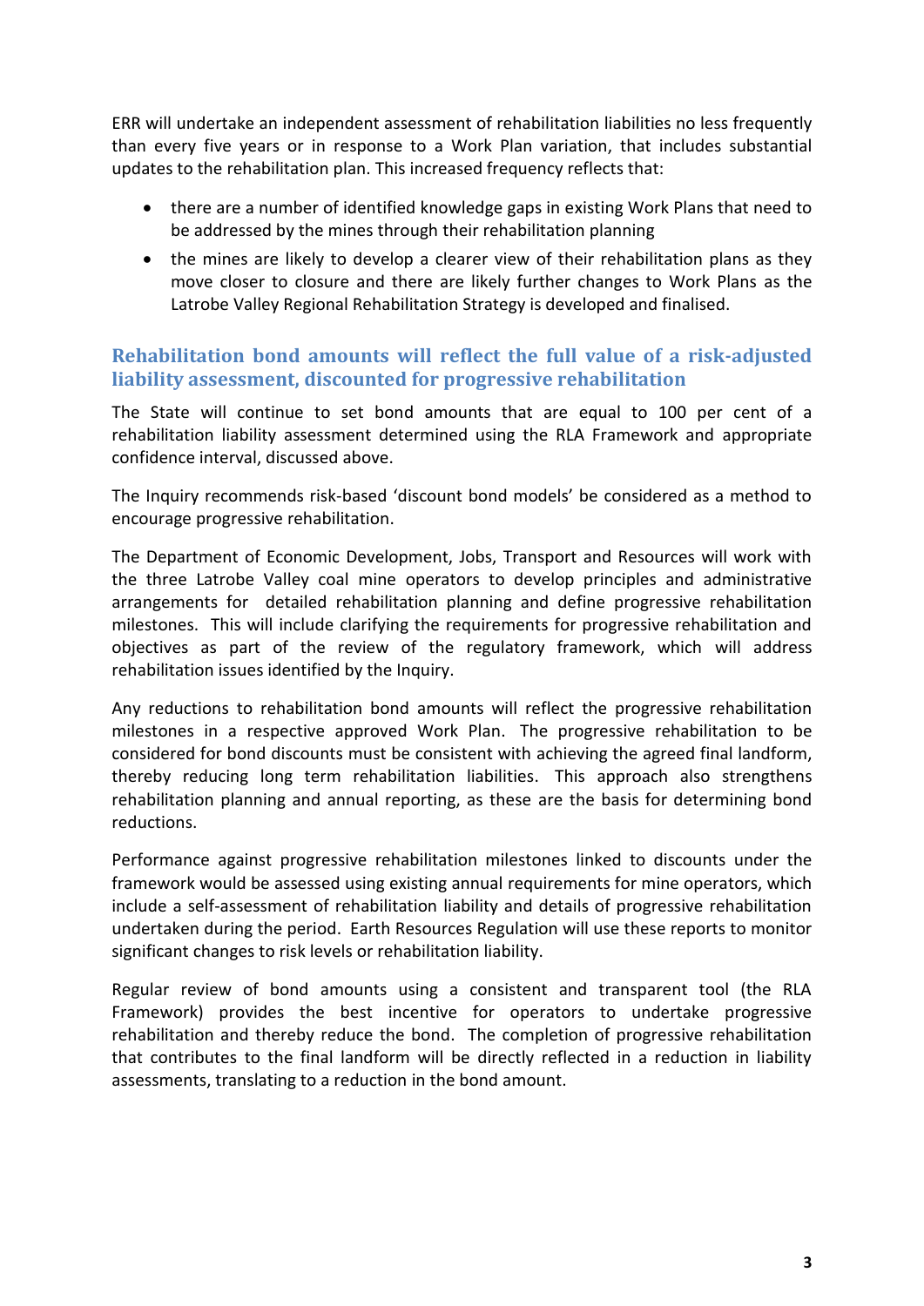ERR will undertake an independent assessment of rehabilitation liabilities no less frequently than every five years or in response to a Work Plan variation, that includes substantial updates to the rehabilitation plan. This increased frequency reflects that:

- there are a number of identified knowledge gaps in existing Work Plans that need to be addressed by the mines through their rehabilitation planning
- the mines are likely to develop a clearer view of their rehabilitation plans as they move closer to closure and there are likely further changes to Work Plans as the Latrobe Valley Regional Rehabilitation Strategy is developed and finalised.

## Rehabilitation bond amounts will reflect the full value of a risk-adjusted liability assessment, discounted for progressive rehabilitation

The State will continue to set bond amounts that are equal to 100 per cent of a rehabilitation liability assessment determined using the RLA Framework and appropriate confidence interval, discussed above.

The Inquiry recommends risk-based 'discount bond models' be considered as a method to encourage progressive rehabilitation.

The Department of Economic Development, Jobs, Transport and Resources will work with the three Latrobe Valley coal mine operators to develop principles and administrative arrangements for detailed rehabilitation planning and define progressive rehabilitation milestones. This will include clarifying the requirements for progressive rehabilitation and objectives as part of the review of the regulatory framework, which will address rehabilitation issues identified by the Inquiry.

Any reductions to rehabilitation bond amounts will reflect the progressive rehabilitation milestones in a respective approved Work Plan. The progressive rehabilitation to be considered for bond discounts must be consistent with achieving the agreed final landform, thereby reducing long term rehabilitation liabilities. This approach also strengthens rehabilitation planning and annual reporting, as these are the basis for determining bond reductions.

Performance against progressive rehabilitation milestones linked to discounts under the framework would be assessed using existing annual requirements for mine operators, which include a self-assessment of rehabilitation liability and details of progressive rehabilitation undertaken during the period. Earth Resources Regulation will use these reports to monitor significant changes to risk levels or rehabilitation liability.

Regular review of bond amounts using a consistent and transparent tool (the RLA Framework) provides the best incentive for operators to undertake progressive rehabilitation and thereby reduce the bond. The completion of progressive rehabilitation that contributes to the final landform will be directly reflected in a reduction in liability assessments, translating to a reduction in the bond amount.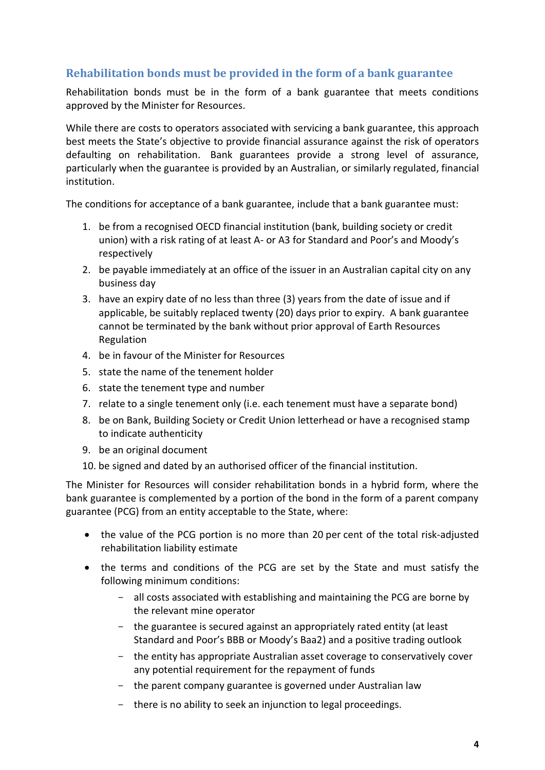## Rehabilitation bonds must be provided in the form of a bank guarantee

Rehabilitation bonds must be in the form of a bank guarantee that meets conditions approved by the Minister for Resources.

While there are costs to operators associated with servicing a bank guarantee, this approach best meets the State's objective to provide financial assurance against the risk of operators defaulting on rehabilitation. Bank guarantees provide a strong level of assurance, particularly when the guarantee is provided by an Australian, or similarly regulated, financial institution.

The conditions for acceptance of a bank guarantee, include that a bank guarantee must:

1. be from a recognised OECD financial institution (bank, building society or credit union) with a risk rating of at least A- or A3 for Standard and Poor's and Moody's respectively
2. be payable immediately at an office of the issuer in an Australian capital city on any business day
3. have an expiry date of no less than three (3) years from the date of issue and if applicable, be suitably replaced twenty (20) days prior to expiry. A bank guarantee cannot be terminated by the bank without prior approval of Earth Resources Regulation
4. be in favour of the Minister for Resources
5. state the name of the tenement holder
6. state the tenement type and number
7. relate to a single tenement only (i.e. each tenement must have a separate bond)
8. be on Bank, Building Society or Credit Union letterhead or have a recognised stamp to indicate authenticity
9. be an original document
10. be signed and dated by an authorised officer of the financial institution.

The Minister for Resources will consider rehabilitation bonds in a hybrid form, where the bank guarantee is complemented by a portion of the bond in the form of a parent company guarantee (PCG) from an entity acceptable to the State, where:

- the value of the PCG portion is no more than 20 per cent of the total risk-adjusted rehabilitation liability estimate
- the terms and conditions of the PCG are set by the State and must satisfy the following minimum conditions:
  - all costs associated with establishing and maintaining the PCG are borne by the relevant mine operator
  - the guarantee is secured against an appropriately rated entity (at least Standard and Poor's BBB or Moody's Baa2) and a positive trading outlook
  - the entity has appropriate Australian asset coverage to conservatively cover any potential requirement for the repayment of funds
  - the parent company guarantee is governed under Australian law
  - there is no ability to seek an injunction to legal proceedings.